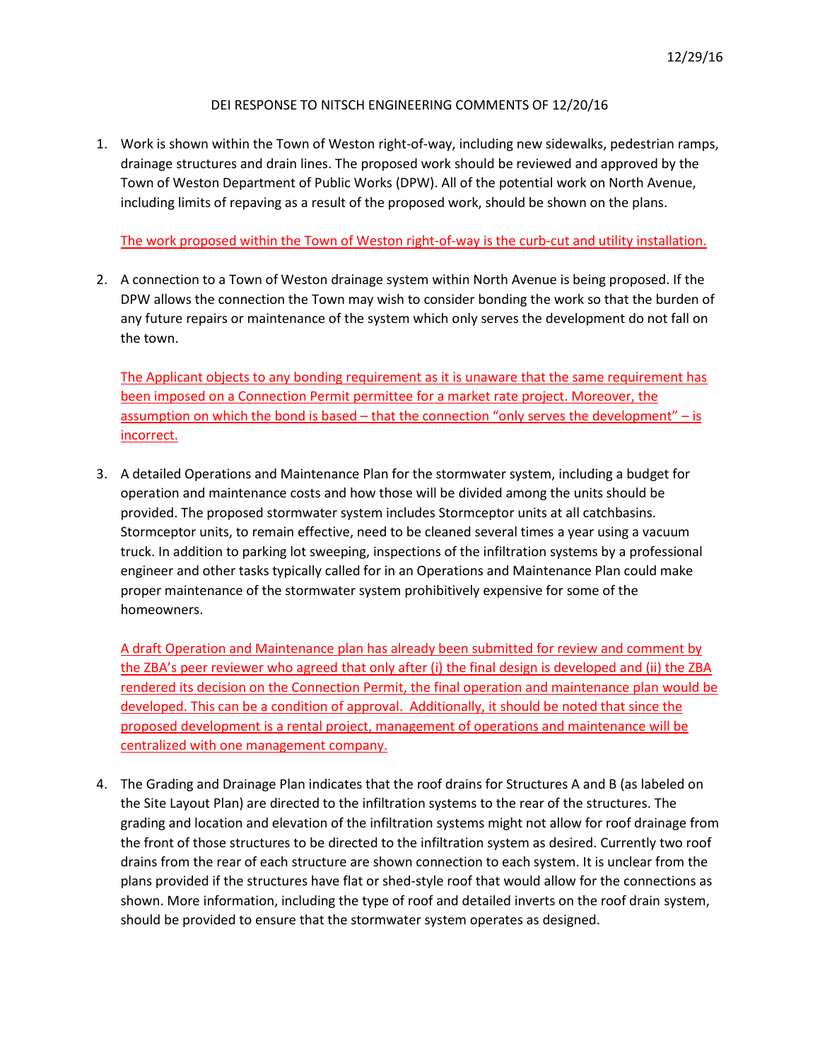12/29/16

DEI RESPONSE TO NITSCH ENGINEERING COMMENTS OF 12/20/16

1. Work is shown within the Town of Weston right-of-way, including new sidewalks, pedestrian ramps, drainage structures and drain lines. The proposed work should be reviewed and approved by the Town of Weston Department of Public Works (DPW). All of the potential work on North Avenue, including limits of repaving as a result of the proposed work, should be shown on the plans.

   The work proposed within the Town of Weston right-of-way is the curb-cut and utility installation.

2. A connection to a Town of Weston drainage system within North Avenue is being proposed. If the DPW allows the connection the Town may wish to consider bonding the work so that the burden of any future repairs or maintenance of the system which only serves the development do not fall on the town.

   The Applicant objects to any bonding requirement as it is unaware that the same requirement has been imposed on a Connection Permit permittee for a market rate project. Moreover, the assumption on which the bond is based – that the connection "only serves the development" – is incorrect.

3. A detailed Operations and Maintenance Plan for the stormwater system, including a budget for operation and maintenance costs and how those will be divided among the units should be provided. The proposed stormwater system includes Stormceptor units at all catchbasins. Stormceptor units, to remain effective, need to be cleaned several times a year using a vacuum truck. In addition to parking lot sweeping, inspections of the infiltration systems by a professional engineer and other tasks typically called for in an Operations and Maintenance Plan could make proper maintenance of the stormwater system prohibitively expensive for some of the homeowners.

   A draft Operation and Maintenance plan has already been submitted for review and comment by the ZBA's peer reviewer who agreed that only after (i) the final design is developed and (ii) the ZBA rendered its decision on the Connection Permit, the final operation and maintenance plan would be developed. This can be a condition of approval. Additionally, it should be noted that since the proposed development is a rental project, management of operations and maintenance will be centralized with one management company.

4. The Grading and Drainage Plan indicates that the roof drains for Structures A and B (as labeled on the Site Layout Plan) are directed to the infiltration systems to the rear of the structures. The grading and location and elevation of the infiltration systems might not allow for roof drainage from the front of those structures to be directed to the infiltration system as desired. Currently two roof drains from the rear of each structure are shown connection to each system. It is unclear from the plans provided if the structures have flat or shed-style roof that would allow for the connections as shown. More information, including the type of roof and detailed inverts on the roof drain system, should be provided to ensure that the stormwater system operates as designed.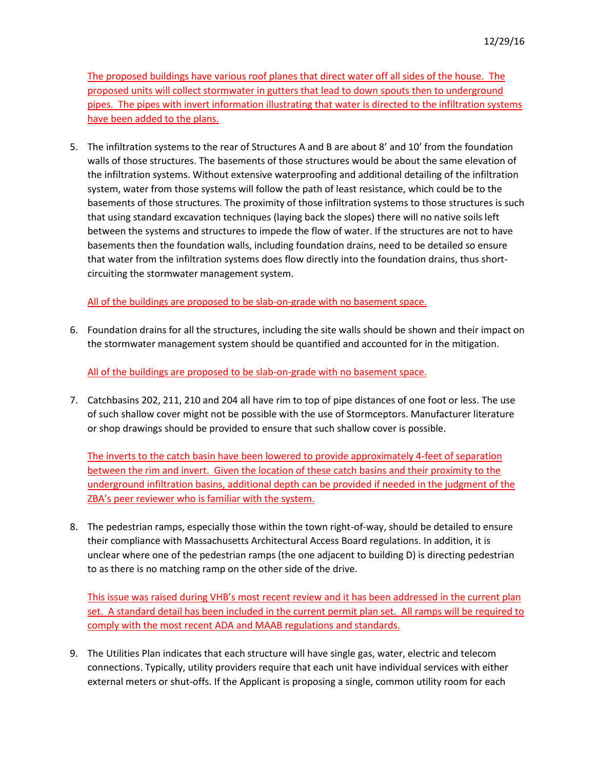The proposed buildings have various roof planes that direct water off all sides of the house. The proposed units will collect stormwater in gutters that lead to down spouts then to underground pipes. The pipes with invert information illustrating that water is directed to the infiltration systems have been added to the plans.

5. The infiltration systems to the rear of Structures A and B are about 8' and 10' from the foundation walls of those structures. The basements of those structures would be about the same elevation of the infiltration systems. Without extensive waterproofing and additional detailing of the infiltration system, water from those systems will follow the path of least resistance, which could be to the basements of those structures. The proximity of those infiltration systems to those structures is such that using standard excavation techniques (laying back the slopes) there will no native soils left between the systems and structures to impede the flow of water. If the structures are not to have basements then the foundation walls, including foundation drains, need to be detailed so ensure that water from the infiltration systems does flow directly into the foundation drains, thus short-circuiting the stormwater management system.

   All of the buildings are proposed to be slab-on-grade with no basement space.

6. Foundation drains for all the structures, including the site walls should be shown and their impact on the stormwater management system should be quantified and accounted for in the mitigation.

   All of the buildings are proposed to be slab-on-grade with no basement space.

7. Catchbasins 202, 211, 210 and 204 all have rim to top of pipe distances of one foot or less. The use of such shallow cover might not be possible with the use of Stormceptors. Manufacturer literature or shop drawings should be provided to ensure that such shallow cover is possible.

   The inverts to the catch basin have been lowered to provide approximately 4-feet of separation between the rim and invert. Given the location of these catch basins and their proximity to the underground infiltration basins, additional depth can be provided if needed in the judgment of the ZBA's peer reviewer who is familiar with the system.

8. The pedestrian ramps, especially those within the town right-of-way, should be detailed to ensure their compliance with Massachusetts Architectural Access Board regulations. In addition, it is unclear where one of the pedestrian ramps (the one adjacent to building D) is directing pedestrian to as there is no matching ramp on the other side of the drive.

   This issue was raised during VHB's most recent review and it has been addressed in the current plan set. A standard detail has been included in the current permit plan set. All ramps will be required to comply with the most recent ADA and MAAB regulations and standards.

9. The Utilities Plan indicates that each structure will have single gas, water, electric and telecom connections. Typically, utility providers require that each unit have individual services with either external meters or shut-offs. If the Applicant is proposing a single, common utility room for each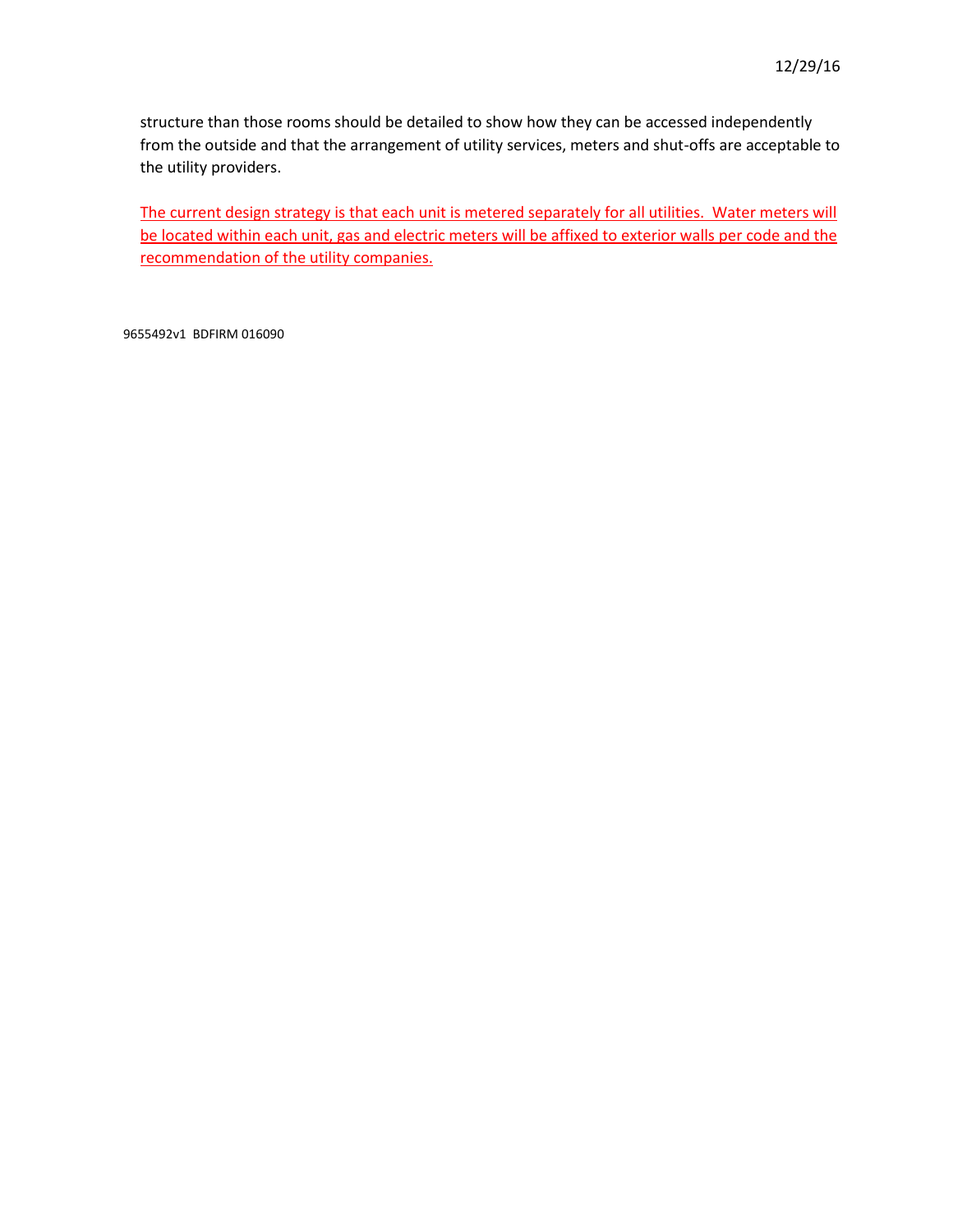structure than those rooms should be detailed to show how they can be accessed independently from the outside and that the arrangement of utility services, meters and shut-offs are acceptable to the utility providers.

<u>The current design strategy is that each unit is metered separately for all utilities. Water meters will be located within each unit, gas and electric meters will be affixed to exterior walls per code and the recommendation of the utility companies.</u>

9655492v1 BDFIRM 016090